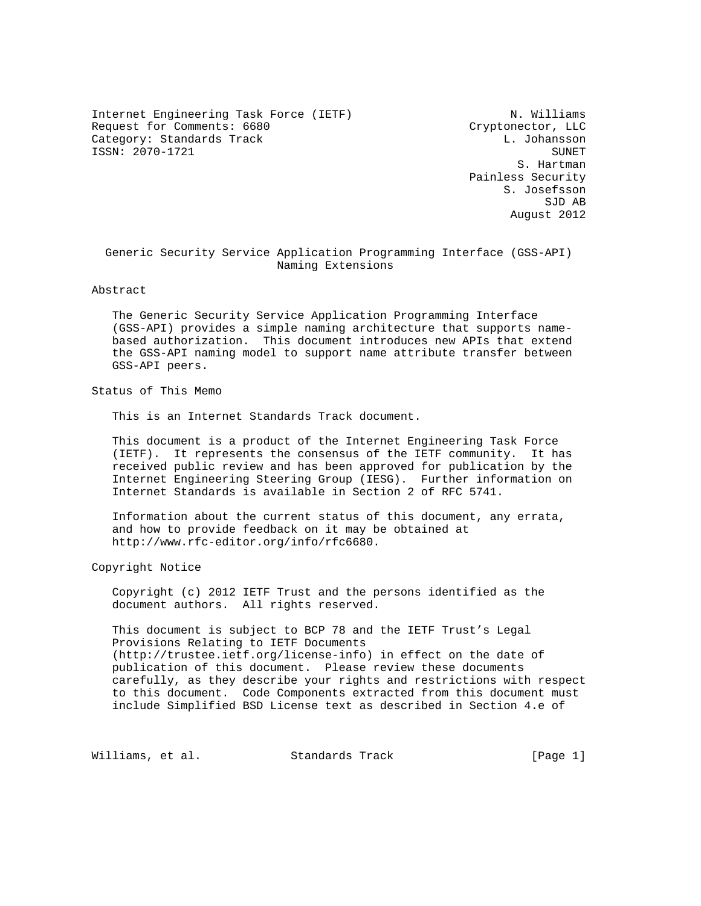Internet Engineering Task Force (IETF) N. Williams
Request for Comments: 6680 Cryptonector, LLC
Category: Standards Track L. Johansson
ISSN: 2070-1721 SUNET
S. Hartman
Painless Security
S. Josefsson
SJD AB
August 2012

# Generic Security Service Application Programming Interface (GSS-API) Naming Extensions

## Abstract

The Generic Security Service Application Programming Interface (GSS-API) provides a simple naming architecture that supports name-based authorization. This document introduces new APIs that extend the GSS-API naming model to support name attribute transfer between GSS-API peers.

## Status of This Memo

This is an Internet Standards Track document.

This document is a product of the Internet Engineering Task Force (IETF). It represents the consensus of the IETF community. It has received public review and has been approved for publication by the Internet Engineering Steering Group (IESG). Further information on Internet Standards is available in Section 2 of RFC 5741.

Information about the current status of this document, any errata, and how to provide feedback on it may be obtained at http://www.rfc-editor.org/info/rfc6680.

## Copyright Notice

Copyright (c) 2012 IETF Trust and the persons identified as the document authors. All rights reserved.

This document is subject to BCP 78 and the IETF Trust's Legal Provisions Relating to IETF Documents (http://trustee.ietf.org/license-info) in effect on the date of publication of this document. Please review these documents carefully, as they describe your rights and restrictions with respect to this document. Code Components extracted from this document must include Simplified BSD License text as described in Section 4.e of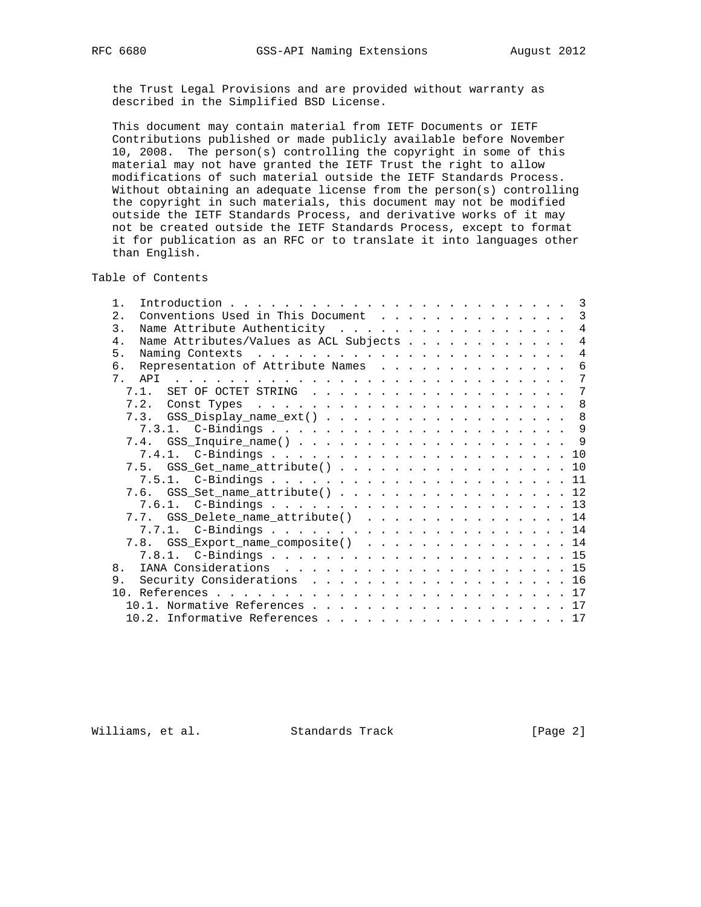the Trust Legal Provisions and are provided without warranty as described in the Simplified BSD License.

This document may contain material from IETF Documents or IETF Contributions published or made publicly available before November 10, 2008. The person(s) controlling the copyright in some of this material may not have granted the IETF Trust the right to allow modifications of such material outside the IETF Standards Process. Without obtaining an adequate license from the person(s) controlling the copyright in such materials, this document may not be modified outside the IETF Standards Process, and derivative works of it may not be created outside the IETF Standards Process, except to format it for publication as an RFC or to translate it into languages other than English.

## Table of Contents

```
   1.  Introduction . . . . . . . . . . . . . . . . . . . . . . . . .  3
   2.  Conventions Used in This Document  . . . . . . . . . . . . . .  3
   3.  Name Attribute Authenticity  . . . . . . . . . . . . . . . . .  4
   4.  Name Attributes/Values as ACL Subjects . . . . . . . . . . . .  4
   5.  Naming Contexts  . . . . . . . . . . . . . . . . . . . . . . .  4
   6.  Representation of Attribute Names  . . . . . . . . . . . . . .  6
   7.  API  . . . . . . . . . . . . . . . . . . . . . . . . . . . . .  7
     7.1.  SET OF OCTET STRING  . . . . . . . . . . . . . . . . . . .  7
     7.2.  Const Types  . . . . . . . . . . . . . . . . . . . . . . .  8
     7.3.  GSS_Display_name_ext() . . . . . . . . . . . . . . . . . .  8
       7.3.1.  C-Bindings . . . . . . . . . . . . . . . . . . . . . .  9
     7.4.  GSS_Inquire_name() . . . . . . . . . . . . . . . . . . . .  9
       7.4.1.  C-Bindings . . . . . . . . . . . . . . . . . . . . . . 10
     7.5.  GSS_Get_name_attribute() . . . . . . . . . . . . . . . . . 10
       7.5.1.  C-Bindings . . . . . . . . . . . . . . . . . . . . . . 11
     7.6.  GSS_Set_name_attribute() . . . . . . . . . . . . . . . . . 12
       7.6.1.  C-Bindings . . . . . . . . . . . . . . . . . . . . . . 13
     7.7.  GSS_Delete_name_attribute()  . . . . . . . . . . . . . . . 14
       7.7.1.  C-Bindings . . . . . . . . . . . . . . . . . . . . . . 14
     7.8.  GSS_Export_name_composite()  . . . . . . . . . . . . . . . 14
       7.8.1.  C-Bindings . . . . . . . . . . . . . . . . . . . . . . 15
   8.  IANA Considerations  . . . . . . . . . . . . . . . . . . . . . 15
   9.  Security Considerations  . . . . . . . . . . . . . . . . . . . 16
   10. References . . . . . . . . . . . . . . . . . . . . . . . . . . 17
     10.1. Normative References . . . . . . . . . . . . . . . . . . . 17
     10.2. Informative References . . . . . . . . . . . . . . . . . . 17
```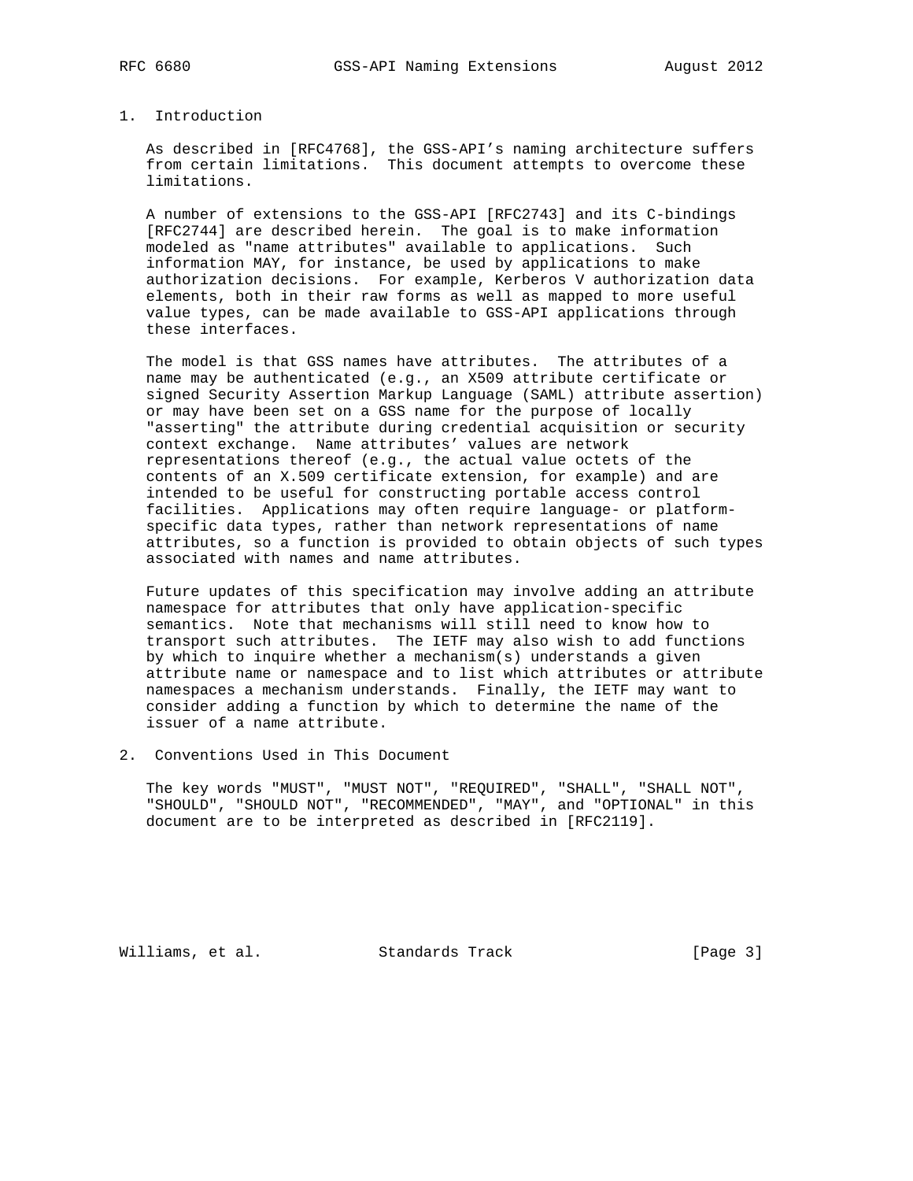## 1. Introduction

As described in [RFC4768], the GSS-API's naming architecture suffers from certain limitations. This document attempts to overcome these limitations.

A number of extensions to the GSS-API [RFC2743] and its C-bindings [RFC2744] are described herein. The goal is to make information modeled as "name attributes" available to applications. Such information MAY, for instance, be used by applications to make authorization decisions. For example, Kerberos V authorization data elements, both in their raw forms as well as mapped to more useful value types, can be made available to GSS-API applications through these interfaces.

The model is that GSS names have attributes. The attributes of a name may be authenticated (e.g., an X509 attribute certificate or signed Security Assertion Markup Language (SAML) attribute assertion) or may have been set on a GSS name for the purpose of locally "asserting" the attribute during credential acquisition or security context exchange. Name attributes' values are network representations thereof (e.g., the actual value octets of the contents of an X.509 certificate extension, for example) and are intended to be useful for constructing portable access control facilities. Applications may often require language- or platform-specific data types, rather than network representations of name attributes, so a function is provided to obtain objects of such types associated with names and name attributes.

Future updates of this specification may involve adding an attribute namespace for attributes that only have application-specific semantics. Note that mechanisms will still need to know how to transport such attributes. The IETF may also wish to add functions by which to inquire whether a mechanism(s) understands a given attribute name or namespace and to list which attributes or attribute namespaces a mechanism understands. Finally, the IETF may want to consider adding a function by which to determine the name of the issuer of a name attribute.

## 2. Conventions Used in This Document

The key words "MUST", "MUST NOT", "REQUIRED", "SHALL", "SHALL NOT", "SHOULD", "SHOULD NOT", "RECOMMENDED", "MAY", and "OPTIONAL" in this document are to be interpreted as described in [RFC2119].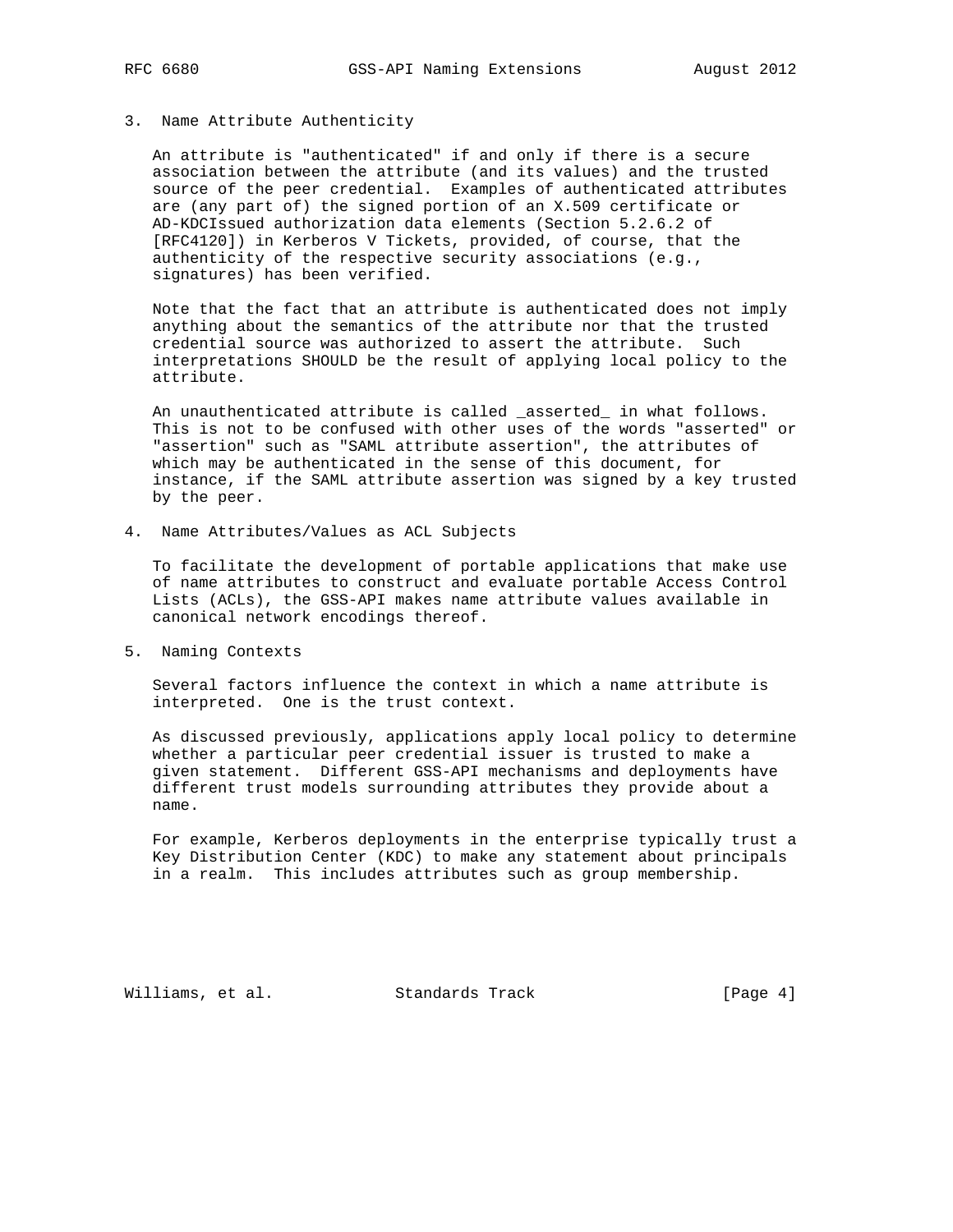## 3. Name Attribute Authenticity

An attribute is "authenticated" if and only if there is a secure association between the attribute (and its values) and the trusted source of the peer credential. Examples of authenticated attributes are (any part of) the signed portion of an X.509 certificate or AD-KDCIssued authorization data elements (Section 5.2.6.2 of [RFC4120]) in Kerberos V Tickets, provided, of course, that the authenticity of the respective security associations (e.g., signatures) has been verified.

Note that the fact that an attribute is authenticated does not imply anything about the semantics of the attribute nor that the trusted credential source was authorized to assert the attribute. Such interpretations SHOULD be the result of applying local policy to the attribute.

An unauthenticated attribute is called _asserted_ in what follows. This is not to be confused with other uses of the words "asserted" or "assertion" such as "SAML attribute assertion", the attributes of which may be authenticated in the sense of this document, for instance, if the SAML attribute assertion was signed by a key trusted by the peer.

## 4. Name Attributes/Values as ACL Subjects

To facilitate the development of portable applications that make use of name attributes to construct and evaluate portable Access Control Lists (ACLs), the GSS-API makes name attribute values available in canonical network encodings thereof.

## 5. Naming Contexts

Several factors influence the context in which a name attribute is interpreted. One is the trust context.

As discussed previously, applications apply local policy to determine whether a particular peer credential issuer is trusted to make a given statement. Different GSS-API mechanisms and deployments have different trust models surrounding attributes they provide about a name.

For example, Kerberos deployments in the enterprise typically trust a Key Distribution Center (KDC) to make any statement about principals in a realm. This includes attributes such as group membership.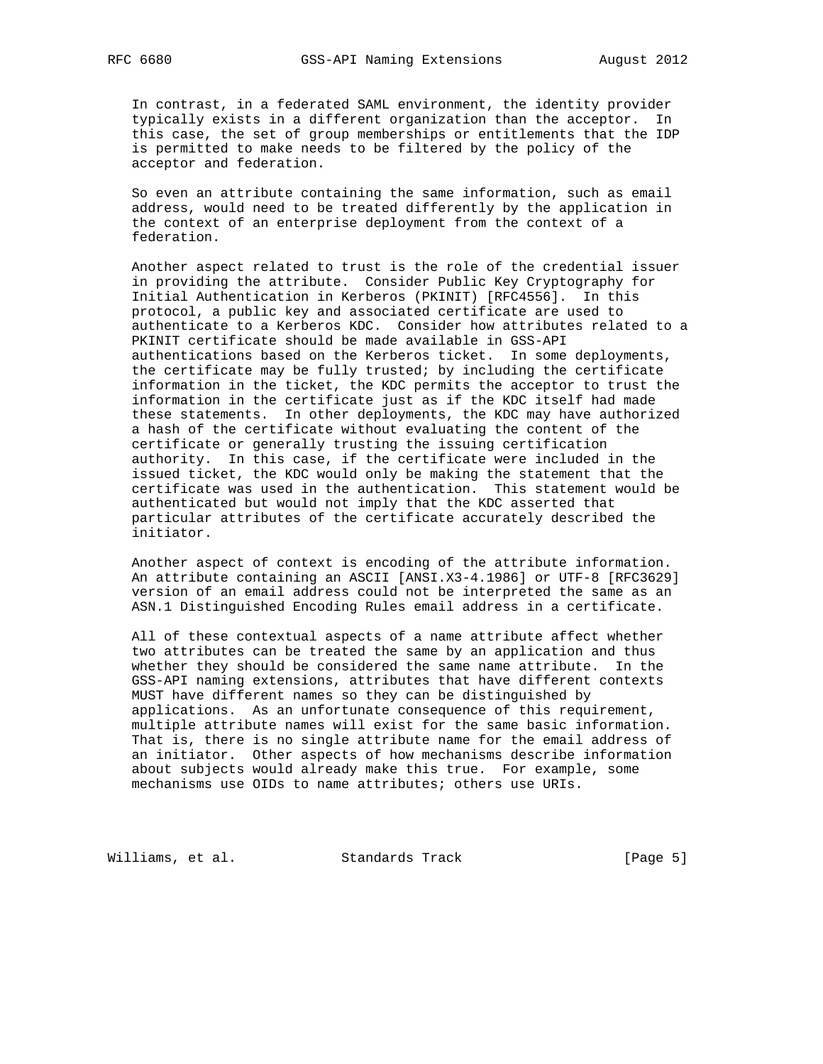In contrast, in a federated SAML environment, the identity provider typically exists in a different organization than the acceptor. In this case, the set of group memberships or entitlements that the IDP is permitted to make needs to be filtered by the policy of the acceptor and federation.

So even an attribute containing the same information, such as email address, would need to be treated differently by the application in the context of an enterprise deployment from the context of a federation.

Another aspect related to trust is the role of the credential issuer in providing the attribute. Consider Public Key Cryptography for Initial Authentication in Kerberos (PKINIT) [RFC4556]. In this protocol, a public key and associated certificate are used to authenticate to a Kerberos KDC. Consider how attributes related to a PKINIT certificate should be made available in GSS-API authentications based on the Kerberos ticket. In some deployments, the certificate may be fully trusted; by including the certificate information in the ticket, the KDC permits the acceptor to trust the information in the certificate just as if the KDC itself had made these statements. In other deployments, the KDC may have authorized a hash of the certificate without evaluating the content of the certificate or generally trusting the issuing certification authority. In this case, if the certificate were included in the issued ticket, the KDC would only be making the statement that the certificate was used in the authentication. This statement would be authenticated but would not imply that the KDC asserted that particular attributes of the certificate accurately described the initiator.

Another aspect of context is encoding of the attribute information. An attribute containing an ASCII [ANSI.X3-4.1986] or UTF-8 [RFC3629] version of an email address could not be interpreted the same as an ASN.1 Distinguished Encoding Rules email address in a certificate.

All of these contextual aspects of a name attribute affect whether two attributes can be treated the same by an application and thus whether they should be considered the same name attribute. In the GSS-API naming extensions, attributes that have different contexts MUST have different names so they can be distinguished by applications. As an unfortunate consequence of this requirement, multiple attribute names will exist for the same basic information. That is, there is no single attribute name for the email address of an initiator. Other aspects of how mechanisms describe information about subjects would already make this true. For example, some mechanisms use OIDs to name attributes; others use URIs.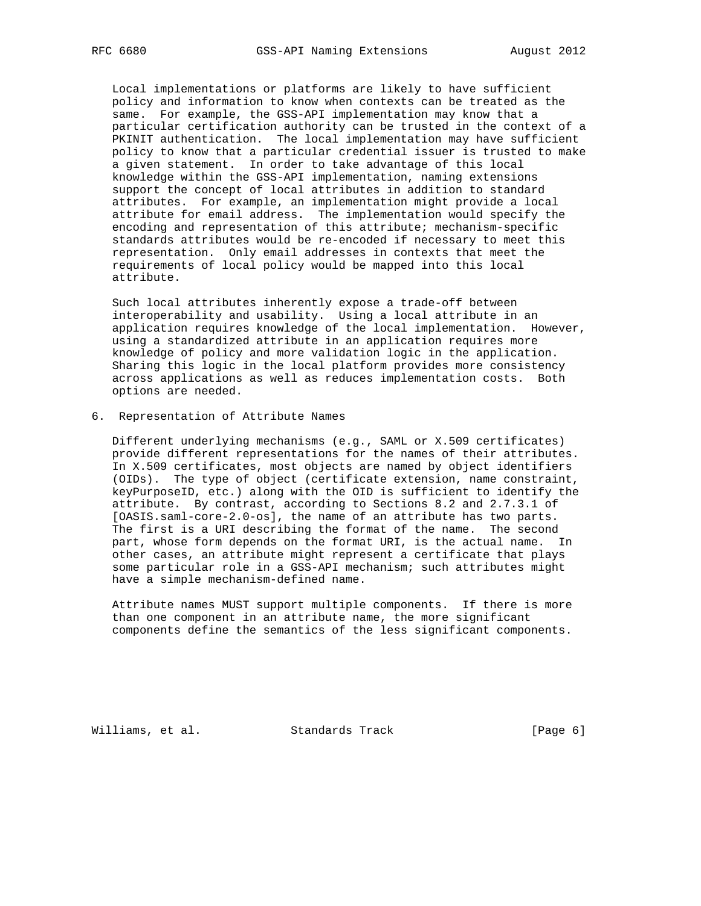Local implementations or platforms are likely to have sufficient policy and information to know when contexts can be treated as the same. For example, the GSS-API implementation may know that a particular certification authority can be trusted in the context of a PKINIT authentication. The local implementation may have sufficient policy to know that a particular credential issuer is trusted to make a given statement. In order to take advantage of this local knowledge within the GSS-API implementation, naming extensions support the concept of local attributes in addition to standard attributes. For example, an implementation might provide a local attribute for email address. The implementation would specify the encoding and representation of this attribute; mechanism-specific standards attributes would be re-encoded if necessary to meet this representation. Only email addresses in contexts that meet the requirements of local policy would be mapped into this local attribute.

Such local attributes inherently expose a trade-off between interoperability and usability. Using a local attribute in an application requires knowledge of the local implementation. However, using a standardized attribute in an application requires more knowledge of policy and more validation logic in the application. Sharing this logic in the local platform provides more consistency across applications as well as reduces implementation costs. Both options are needed.

## 6. Representation of Attribute Names

Different underlying mechanisms (e.g., SAML or X.509 certificates) provide different representations for the names of their attributes. In X.509 certificates, most objects are named by object identifiers (OIDs). The type of object (certificate extension, name constraint, keyPurposeID, etc.) along with the OID is sufficient to identify the attribute. By contrast, according to Sections 8.2 and 2.7.3.1 of [OASIS.saml-core-2.0-os], the name of an attribute has two parts. The first is a URI describing the format of the name. The second part, whose form depends on the format URI, is the actual name. In other cases, an attribute might represent a certificate that plays some particular role in a GSS-API mechanism; such attributes might have a simple mechanism-defined name.

Attribute names MUST support multiple components. If there is more than one component in an attribute name, the more significant components define the semantics of the less significant components.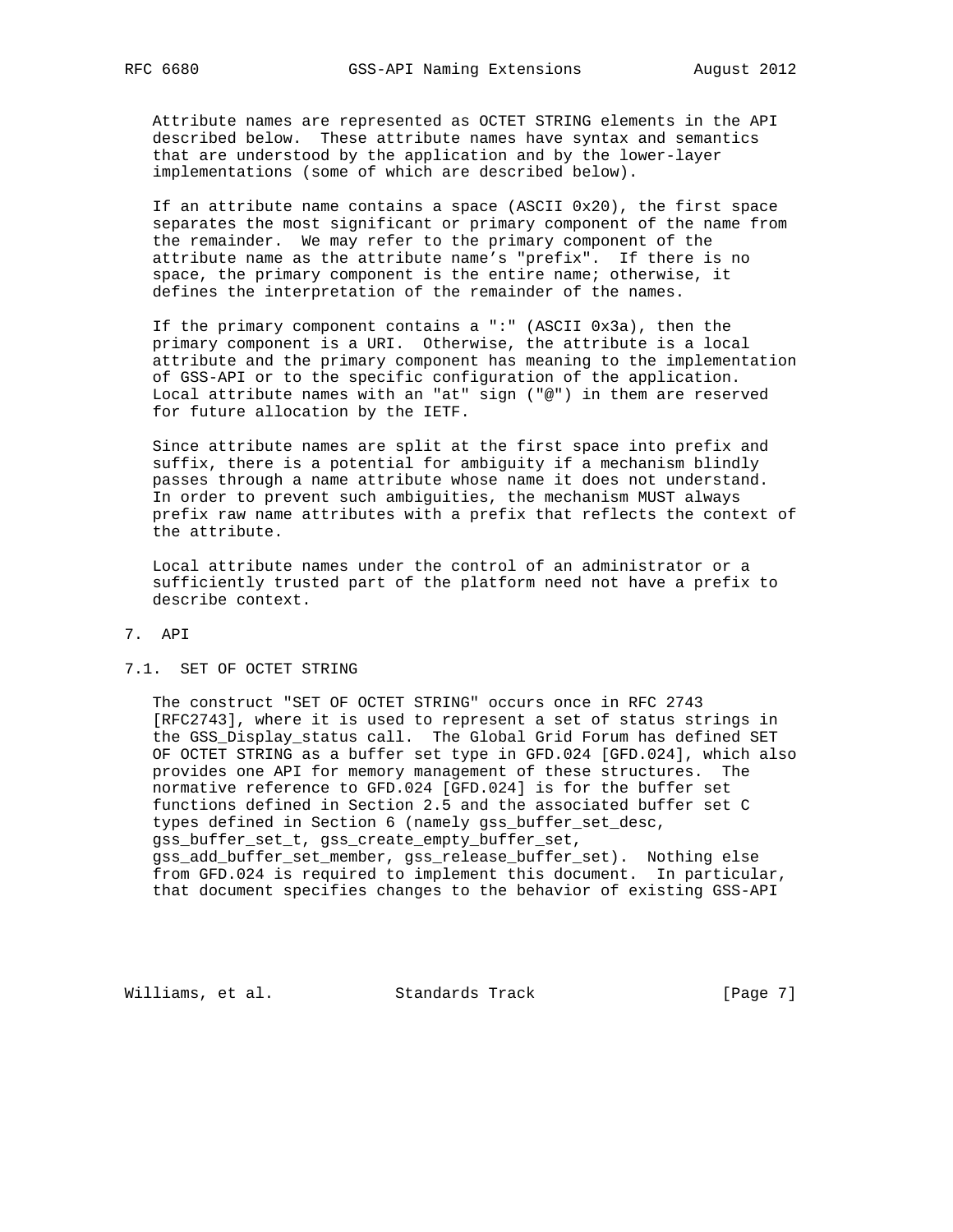Attribute names are represented as OCTET STRING elements in the API described below. These attribute names have syntax and semantics that are understood by the application and by the lower-layer implementations (some of which are described below).

If an attribute name contains a space (ASCII 0x20), the first space separates the most significant or primary component of the name from the remainder. We may refer to the primary component of the attribute name as the attribute name's "prefix". If there is no space, the primary component is the entire name; otherwise, it defines the interpretation of the remainder of the names.

If the primary component contains a ":" (ASCII 0x3a), then the primary component is a URI. Otherwise, the attribute is a local attribute and the primary component has meaning to the implementation of GSS-API or to the specific configuration of the application. Local attribute names with an "at" sign ("@") in them are reserved for future allocation by the IETF.

Since attribute names are split at the first space into prefix and suffix, there is a potential for ambiguity if a mechanism blindly passes through a name attribute whose name it does not understand. In order to prevent such ambiguities, the mechanism MUST always prefix raw name attributes with a prefix that reflects the context of the attribute.

Local attribute names under the control of an administrator or a sufficiently trusted part of the platform need not have a prefix to describe context.

# 7. API

## 7.1. SET OF OCTET STRING

The construct "SET OF OCTET STRING" occurs once in RFC 2743 [RFC2743], where it is used to represent a set of status strings in the GSS_Display_status call. The Global Grid Forum has defined SET OF OCTET STRING as a buffer set type in GFD.024 [GFD.024], which also provides one API for memory management of these structures. The normative reference to GFD.024 [GFD.024] is for the buffer set functions defined in Section 2.5 and the associated buffer set C types defined in Section 6 (namely gss_buffer_set_desc, gss_buffer_set_t, gss_create_empty_buffer_set, gss_add_buffer_set_member, gss_release_buffer_set). Nothing else from GFD.024 is required to implement this document. In particular, that document specifies changes to the behavior of existing GSS-API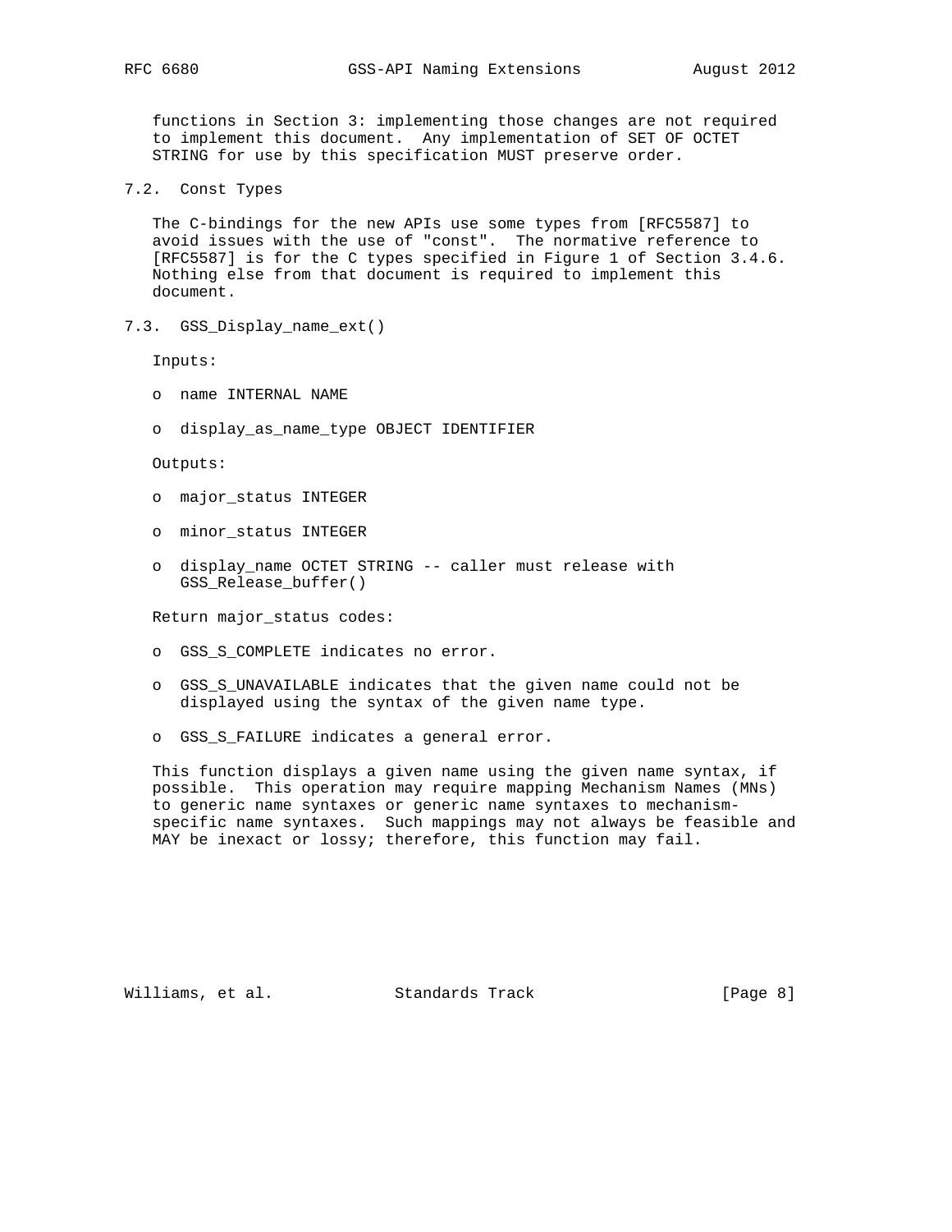functions in Section 3: implementing those changes are not required to implement this document. Any implementation of SET OF OCTET STRING for use by this specification MUST preserve order.

### 7.2. Const Types

The C-bindings for the new APIs use some types from [RFC5587] to avoid issues with the use of "const". The normative reference to [RFC5587] is for the C types specified in Figure 1 of Section 3.4.6. Nothing else from that document is required to implement this document.

### 7.3. GSS_Display_name_ext()

Inputs:

- name INTERNAL NAME
- display_as_name_type OBJECT IDENTIFIER

Outputs:

- major_status INTEGER
- minor_status INTEGER
- display_name OCTET STRING -- caller must release with GSS_Release_buffer()

Return major_status codes:

- GSS_S_COMPLETE indicates no error.
- GSS_S_UNAVAILABLE indicates that the given name could not be displayed using the syntax of the given name type.
- GSS_S_FAILURE indicates a general error.

This function displays a given name using the given name syntax, if possible. This operation may require mapping Mechanism Names (MNs) to generic name syntaxes or generic name syntaxes to mechanism-specific name syntaxes. Such mappings may not always be feasible and MAY be inexact or lossy; therefore, this function may fail.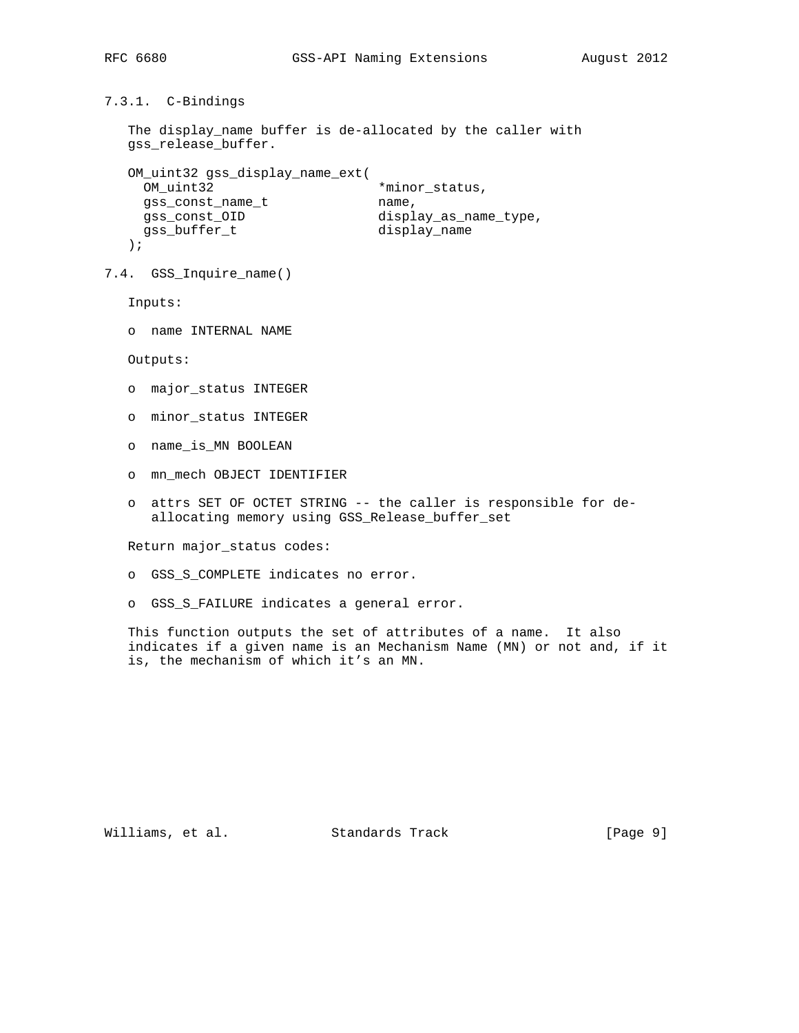#### 7.3.1. C-Bindings

The display_name buffer is de-allocated by the caller with gss_release_buffer.

```
OM_uint32 gss_display_name_ext(
  OM_uint32                    *minor_status,
  gss_const_name_t             name,
  gss_const_OID                display_as_name_type,
  gss_buffer_t                 display_name
);
```

### 7.4. GSS_Inquire_name()

Inputs:

- name INTERNAL NAME

Outputs:

- major_status INTEGER
- minor_status INTEGER
- name_is_MN BOOLEAN
- mn_mech OBJECT IDENTIFIER
- attrs SET OF OCTET STRING -- the caller is responsible for de-allocating memory using GSS_Release_buffer_set

Return major_status codes:

- GSS_S_COMPLETE indicates no error.
- GSS_S_FAILURE indicates a general error.

This function outputs the set of attributes of a name. It also indicates if a given name is an Mechanism Name (MN) or not and, if it is, the mechanism of which it's an MN.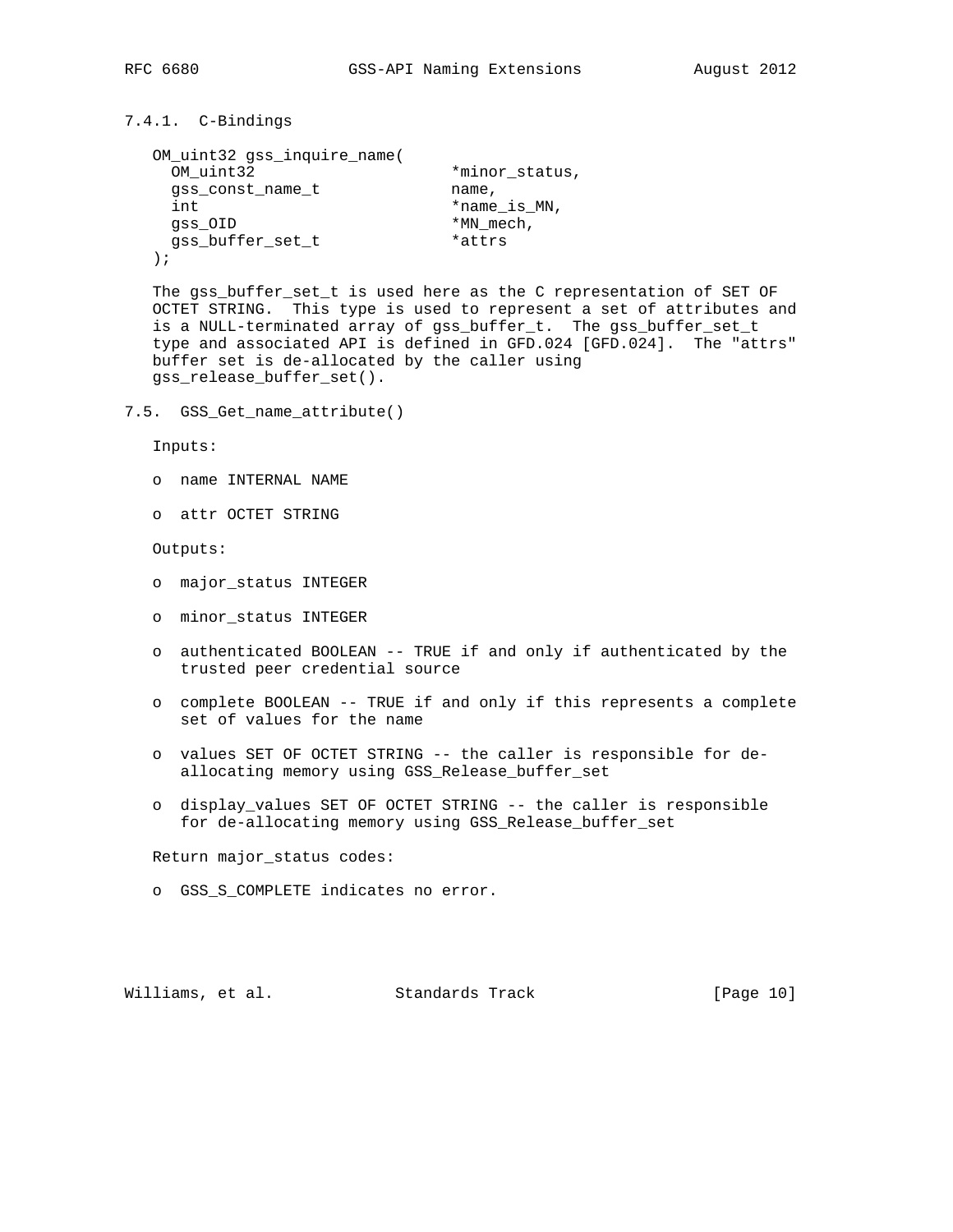#### 7.4.1. C-Bindings

```
OM_uint32 gss_inquire_name(
  OM_uint32                    *minor_status,
  gss_const_name_t             name,
  int                          *name_is_MN,
  gss_OID                      *MN_mech,
  gss_buffer_set_t             *attrs
);
```

The gss_buffer_set_t is used here as the C representation of SET OF OCTET STRING. This type is used to represent a set of attributes and is a NULL-terminated array of gss_buffer_t. The gss_buffer_set_t type and associated API is defined in GFD.024 [GFD.024]. The "attrs" buffer set is de-allocated by the caller using gss_release_buffer_set().

### 7.5. GSS_Get_name_attribute()

Inputs:

- name INTERNAL NAME
- attr OCTET STRING

Outputs:

- major_status INTEGER
- minor_status INTEGER
- authenticated BOOLEAN -- TRUE if and only if authenticated by the trusted peer credential source
- complete BOOLEAN -- TRUE if and only if this represents a complete set of values for the name
- values SET OF OCTET STRING -- the caller is responsible for de-allocating memory using GSS_Release_buffer_set
- display_values SET OF OCTET STRING -- the caller is responsible for de-allocating memory using GSS_Release_buffer_set

Return major_status codes:

- GSS_S_COMPLETE indicates no error.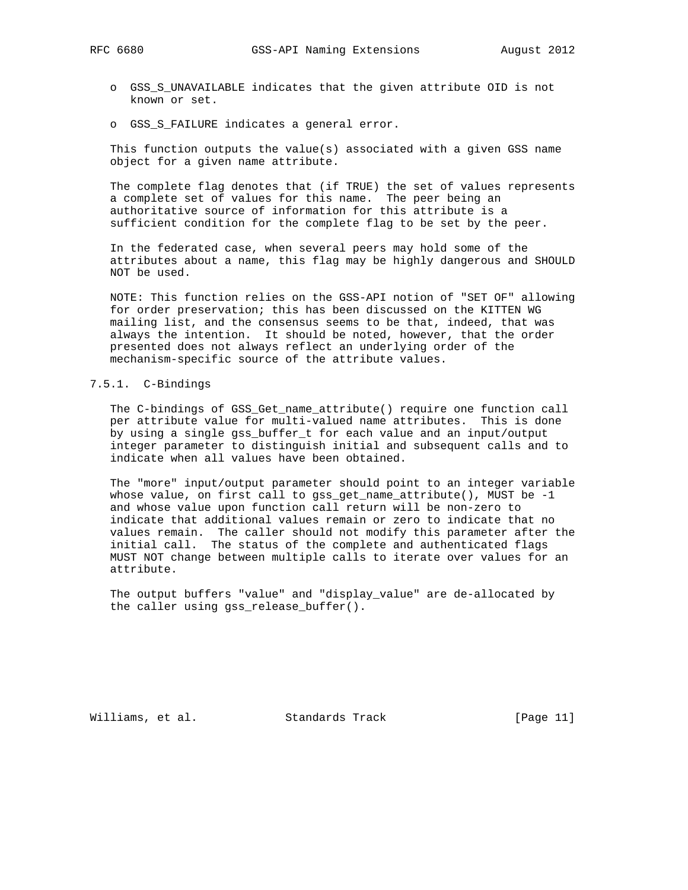- GSS_S_UNAVAILABLE indicates that the given attribute OID is not known or set.
- GSS_S_FAILURE indicates a general error.

This function outputs the value(s) associated with a given GSS name object for a given name attribute.

The complete flag denotes that (if TRUE) the set of values represents a complete set of values for this name. The peer being an authoritative source of information for this attribute is a sufficient condition for the complete flag to be set by the peer.

In the federated case, when several peers may hold some of the attributes about a name, this flag may be highly dangerous and SHOULD NOT be used.

NOTE: This function relies on the GSS-API notion of "SET OF" allowing for order preservation; this has been discussed on the KITTEN WG mailing list, and the consensus seems to be that, indeed, that was always the intention. It should be noted, however, that the order presented does not always reflect an underlying order of the mechanism-specific source of the attribute values.

### 7.5.1. C-Bindings

The C-bindings of GSS_Get_name_attribute() require one function call per attribute value for multi-valued name attributes. This is done by using a single gss_buffer_t for each value and an input/output integer parameter to distinguish initial and subsequent calls and to indicate when all values have been obtained.

The "more" input/output parameter should point to an integer variable whose value, on first call to gss_get_name_attribute(), MUST be -1 and whose value upon function call return will be non-zero to indicate that additional values remain or zero to indicate that no values remain. The caller should not modify this parameter after the initial call. The status of the complete and authenticated flags MUST NOT change between multiple calls to iterate over values for an attribute.

The output buffers "value" and "display_value" are de-allocated by the caller using gss_release_buffer().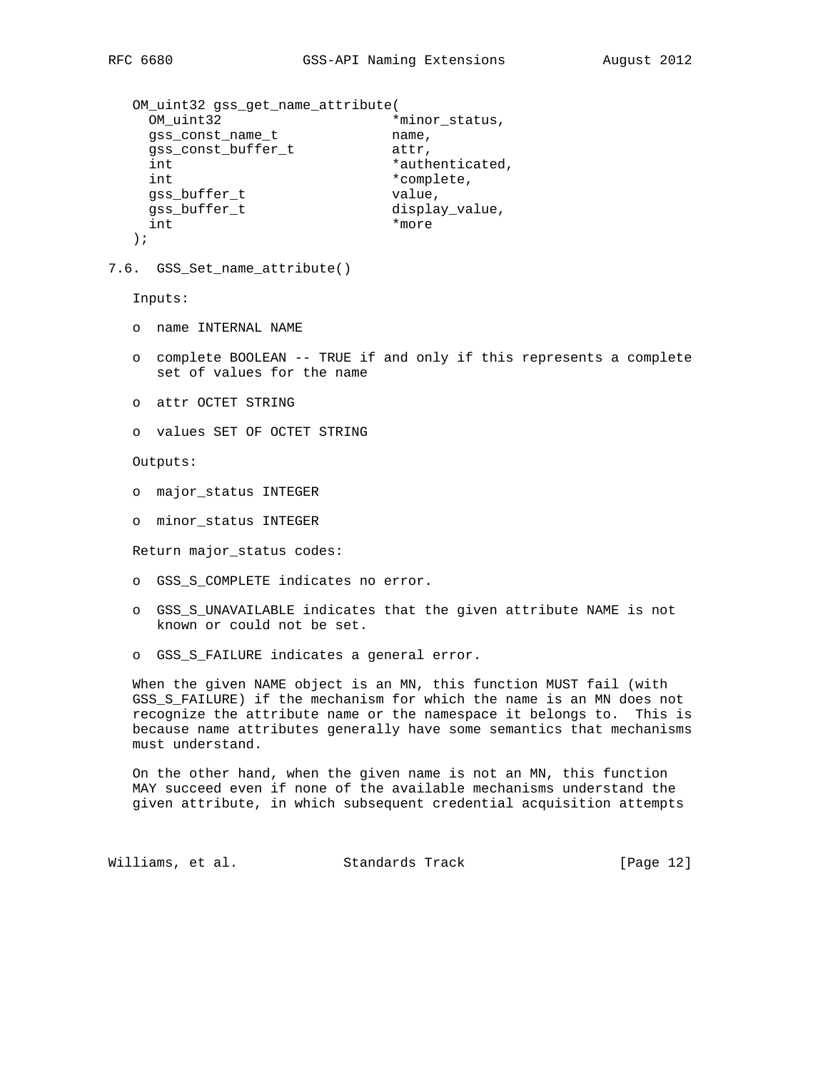```
OM_uint32 gss_get_name_attribute(
  OM_uint32                   *minor_status,
  gss_const_name_t            name,
  gss_const_buffer_t          attr,
  int                         *authenticated,
  int                         *complete,
  gss_buffer_t                value,
  gss_buffer_t                display_value,
  int                         *more
);
```

### 7.6. GSS_Set_name_attribute()

Inputs:

- name INTERNAL NAME
- complete BOOLEAN -- TRUE if and only if this represents a complete set of values for the name
- attr OCTET STRING
- values SET OF OCTET STRING

Outputs:

- major_status INTEGER
- minor_status INTEGER

Return major_status codes:

- GSS_S_COMPLETE indicates no error.
- GSS_S_UNAVAILABLE indicates that the given attribute NAME is not known or could not be set.
- GSS_S_FAILURE indicates a general error.

When the given NAME object is an MN, this function MUST fail (with GSS_S_FAILURE) if the mechanism for which the name is an MN does not recognize the attribute name or the namespace it belongs to. This is because name attributes generally have some semantics that mechanisms must understand.

On the other hand, when the given name is not an MN, this function MAY succeed even if none of the available mechanisms understand the given attribute, in which subsequent credential acquisition attempts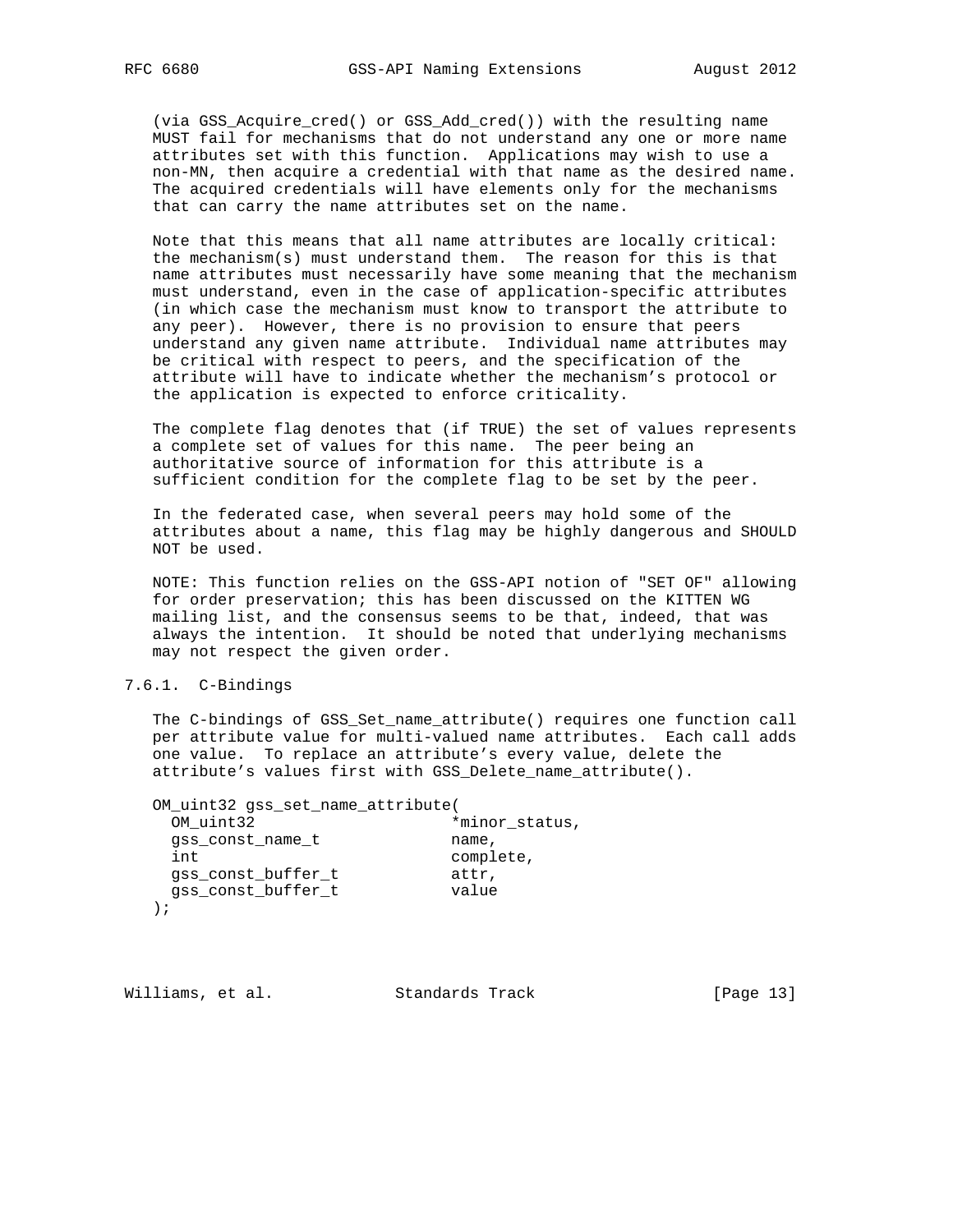(via GSS_Acquire_cred() or GSS_Add_cred()) with the resulting name MUST fail for mechanisms that do not understand any one or more name attributes set with this function. Applications may wish to use a non-MN, then acquire a credential with that name as the desired name. The acquired credentials will have elements only for the mechanisms that can carry the name attributes set on the name.

Note that this means that all name attributes are locally critical: the mechanism(s) must understand them. The reason for this is that name attributes must necessarily have some meaning that the mechanism must understand, even in the case of application-specific attributes (in which case the mechanism must know to transport the attribute to any peer). However, there is no provision to ensure that peers understand any given name attribute. Individual name attributes may be critical with respect to peers, and the specification of the attribute will have to indicate whether the mechanism's protocol or the application is expected to enforce criticality.

The complete flag denotes that (if TRUE) the set of values represents a complete set of values for this name. The peer being an authoritative source of information for this attribute is a sufficient condition for the complete flag to be set by the peer.

In the federated case, when several peers may hold some of the attributes about a name, this flag may be highly dangerous and SHOULD NOT be used.

NOTE: This function relies on the GSS-API notion of "SET OF" allowing for order preservation; this has been discussed on the KITTEN WG mailing list, and the consensus seems to be that, indeed, that was always the intention. It should be noted that underlying mechanisms may not respect the given order.

### 7.6.1. C-Bindings

The C-bindings of GSS_Set_name_attribute() requires one function call per attribute value for multi-valued name attributes. Each call adds one value. To replace an attribute's every value, delete the attribute's values first with GSS_Delete_name_attribute().

```
OM_uint32 gss_set_name_attribute(
  OM_uint32                  *minor_status,
  gss_const_name_t           name,
  int                        complete,
  gss_const_buffer_t         attr,
  gss_const_buffer_t         value
);
```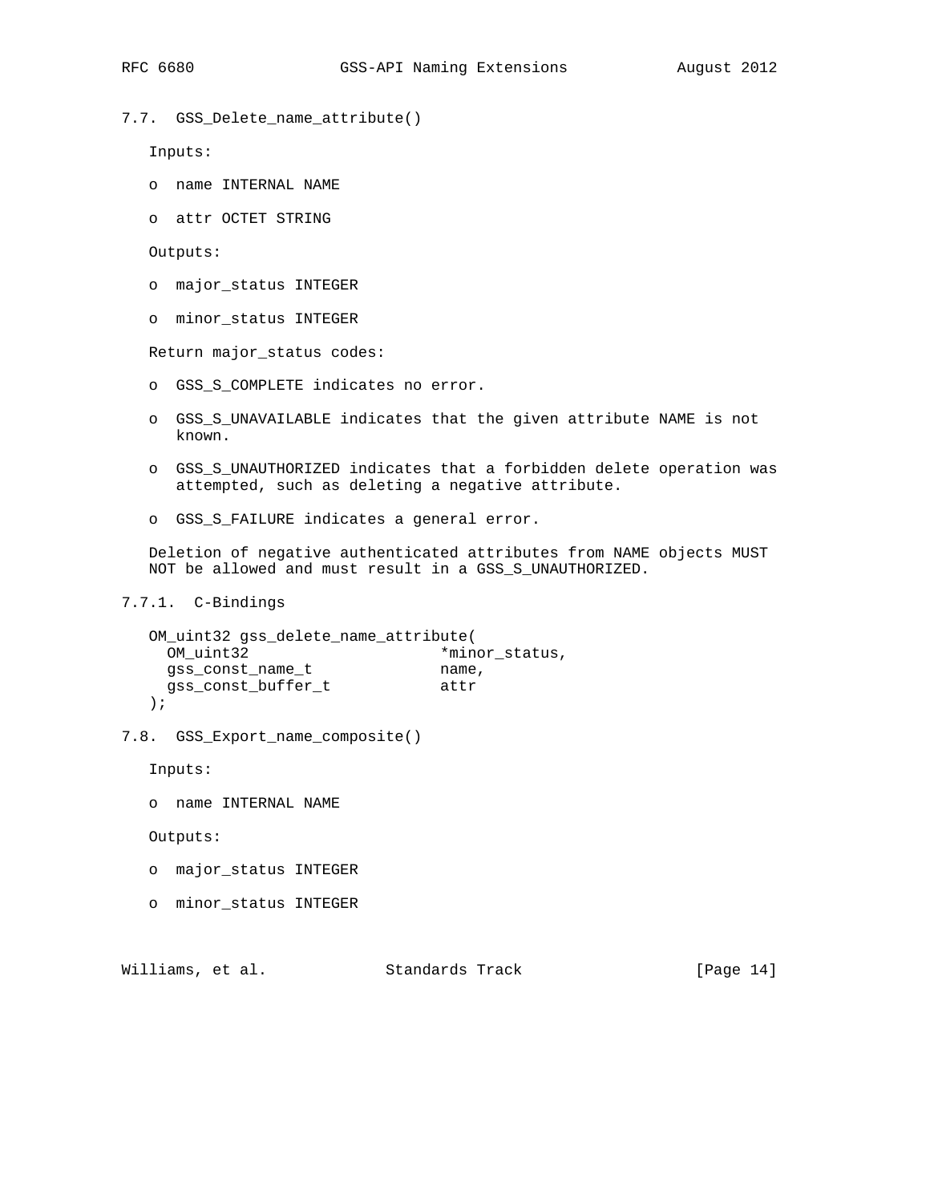### 7.7. GSS_Delete_name_attribute()

Inputs:

- name INTERNAL NAME
- attr OCTET STRING

Outputs:

- major_status INTEGER
- minor_status INTEGER

Return major_status codes:

- GSS_S_COMPLETE indicates no error.
- GSS_S_UNAVAILABLE indicates that the given attribute NAME is not known.
- GSS_S_UNAUTHORIZED indicates that a forbidden delete operation was attempted, such as deleting a negative attribute.
- GSS_S_FAILURE indicates a general error.

Deletion of negative authenticated attributes from NAME objects MUST NOT be allowed and must result in a GSS_S_UNAUTHORIZED.

#### 7.7.1. C-Bindings

```
OM_uint32 gss_delete_name_attribute(
  OM_uint32                   *minor_status,
  gss_const_name_t            name,
  gss_const_buffer_t          attr
);
```

### 7.8. GSS_Export_name_composite()

Inputs:

- name INTERNAL NAME

Outputs:

- major_status INTEGER
- minor_status INTEGER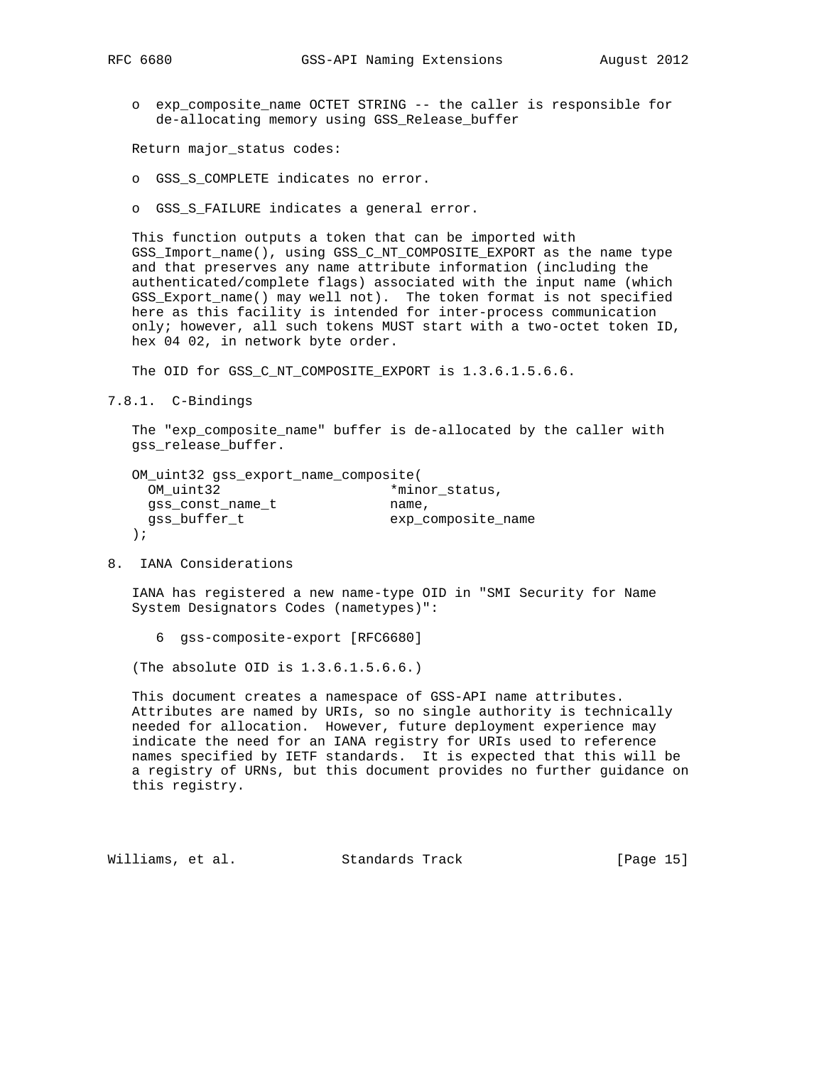o exp_composite_name OCTET STRING -- the caller is responsible for de-allocating memory using GSS_Release_buffer

Return major_status codes:

o GSS_S_COMPLETE indicates no error.

o GSS_S_FAILURE indicates a general error.

This function outputs a token that can be imported with GSS_Import_name(), using GSS_C_NT_COMPOSITE_EXPORT as the name type and that preserves any name attribute information (including the authenticated/complete flags) associated with the input name (which GSS_Export_name() may well not). The token format is not specified here as this facility is intended for inter-process communication only; however, all such tokens MUST start with a two-octet token ID, hex 04 02, in network byte order.

The OID for GSS_C_NT_COMPOSITE_EXPORT is 1.3.6.1.5.6.6.

#### 7.8.1. C-Bindings

The "exp_composite_name" buffer is de-allocated by the caller with gss_release_buffer.

```
OM_uint32 gss_export_name_composite(
  OM_uint32                    *minor_status,
  gss_const_name_t             name,
  gss_buffer_t                 exp_composite_name
);
```

## 8. IANA Considerations

IANA has registered a new name-type OID in "SMI Security for Name System Designators Codes (nametypes)":

    6  gss-composite-export [RFC6680]

(The absolute OID is 1.3.6.1.5.6.6.)

This document creates a namespace of GSS-API name attributes. Attributes are named by URIs, so no single authority is technically needed for allocation. However, future deployment experience may indicate the need for an IANA registry for URIs used to reference names specified by IETF standards. It is expected that this will be a registry of URNs, but this document provides no further guidance on this registry.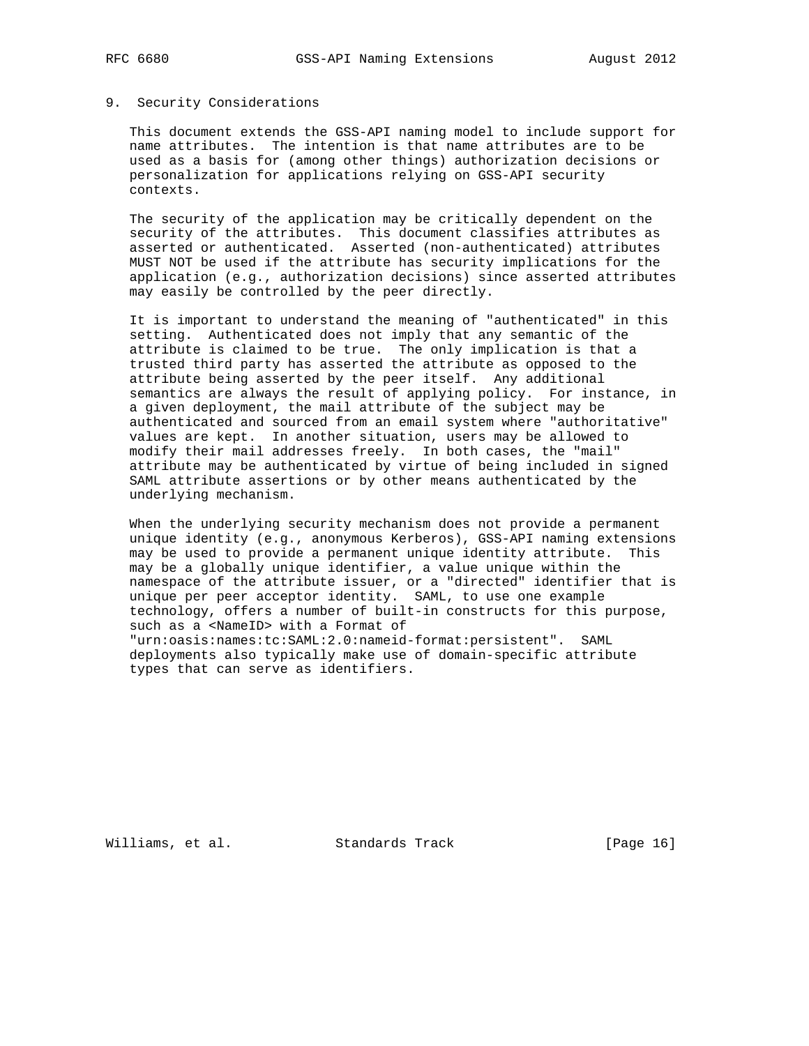## 9. Security Considerations

This document extends the GSS-API naming model to include support for name attributes. The intention is that name attributes are to be used as a basis for (among other things) authorization decisions or personalization for applications relying on GSS-API security contexts.

The security of the application may be critically dependent on the security of the attributes. This document classifies attributes as asserted or authenticated. Asserted (non-authenticated) attributes MUST NOT be used if the attribute has security implications for the application (e.g., authorization decisions) since asserted attributes may easily be controlled by the peer directly.

It is important to understand the meaning of "authenticated" in this setting. Authenticated does not imply that any semantic of the attribute is claimed to be true. The only implication is that a trusted third party has asserted the attribute as opposed to the attribute being asserted by the peer itself. Any additional semantics are always the result of applying policy. For instance, in a given deployment, the mail attribute of the subject may be authenticated and sourced from an email system where "authoritative" values are kept. In another situation, users may be allowed to modify their mail addresses freely. In both cases, the "mail" attribute may be authenticated by virtue of being included in signed SAML attribute assertions or by other means authenticated by the underlying mechanism.

When the underlying security mechanism does not provide a permanent unique identity (e.g., anonymous Kerberos), GSS-API naming extensions may be used to provide a permanent unique identity attribute. This may be a globally unique identifier, a value unique within the namespace of the attribute issuer, or a "directed" identifier that is unique per peer acceptor identity. SAML, to use one example technology, offers a number of built-in constructs for this purpose, such as a <NameID> with a Format of "urn:oasis:names:tc:SAML:2.0:nameid-format:persistent". SAML deployments also typically make use of domain-specific attribute types that can serve as identifiers.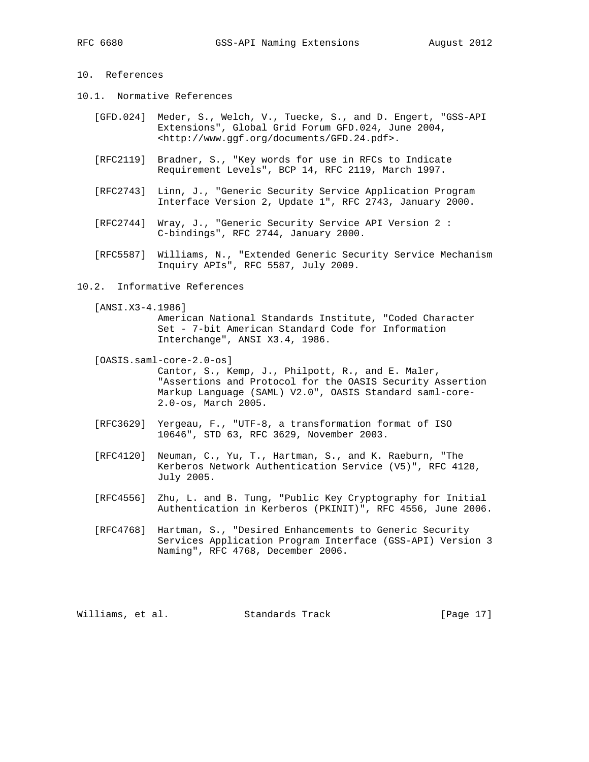## 10. References

### 10.1. Normative References

[GFD.024] Meder, S., Welch, V., Tuecke, S., and D. Engert, "GSS-API Extensions", Global Grid Forum GFD.024, June 2004, <http://www.ggf.org/documents/GFD.24.pdf>.

[RFC2119] Bradner, S., "Key words for use in RFCs to Indicate Requirement Levels", BCP 14, RFC 2119, March 1997.

[RFC2743] Linn, J., "Generic Security Service Application Program Interface Version 2, Update 1", RFC 2743, January 2000.

[RFC2744] Wray, J., "Generic Security Service API Version 2 : C-bindings", RFC 2744, January 2000.

[RFC5587] Williams, N., "Extended Generic Security Service Mechanism Inquiry APIs", RFC 5587, July 2009.

### 10.2. Informative References

[ANSI.X3-4.1986] American National Standards Institute, "Coded Character Set - 7-bit American Standard Code for Information Interchange", ANSI X3.4, 1986.

[OASIS.saml-core-2.0-os] Cantor, S., Kemp, J., Philpott, R., and E. Maler, "Assertions and Protocol for the OASIS Security Assertion Markup Language (SAML) V2.0", OASIS Standard saml-core-2.0-os, March 2005.

[RFC3629] Yergeau, F., "UTF-8, a transformation format of ISO 10646", STD 63, RFC 3629, November 2003.

[RFC4120] Neuman, C., Yu, T., Hartman, S., and K. Raeburn, "The Kerberos Network Authentication Service (V5)", RFC 4120, July 2005.

[RFC4556] Zhu, L. and B. Tung, "Public Key Cryptography for Initial Authentication in Kerberos (PKINIT)", RFC 4556, June 2006.

[RFC4768] Hartman, S., "Desired Enhancements to Generic Security Services Application Program Interface (GSS-API) Version 3 Naming", RFC 4768, December 2006.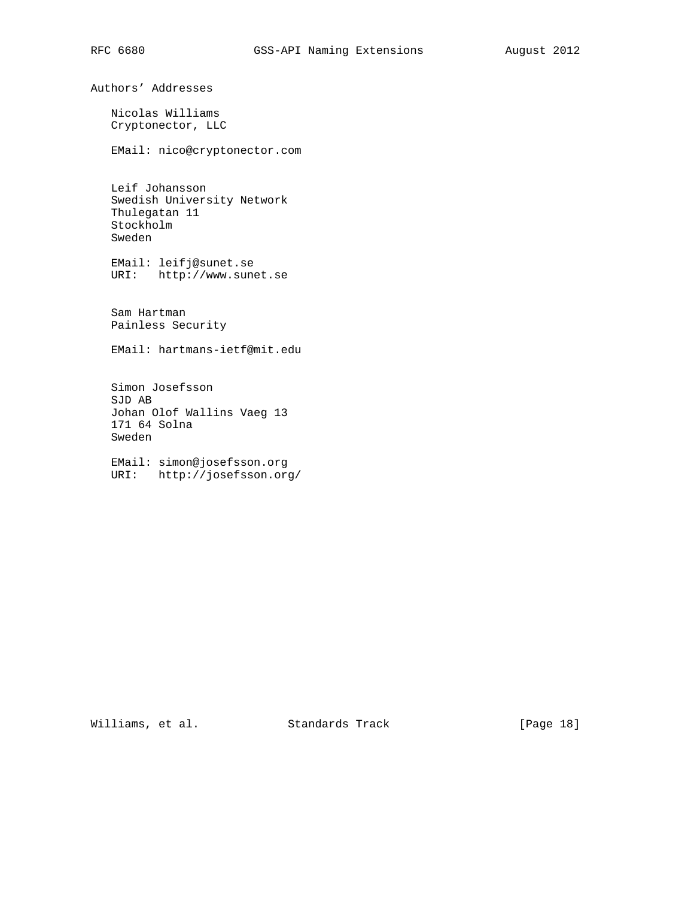## Authors' Addresses

Nicolas Williams
Cryptonector, LLC

EMail: nico@cryptonector.com

Leif Johansson
Swedish University Network
Thulegatan 11
Stockholm
Sweden

EMail: leifj@sunet.se
URI: http://www.sunet.se

Sam Hartman
Painless Security

EMail: hartmans-ietf@mit.edu

Simon Josefsson
SJD AB
Johan Olof Wallins Vaeg 13
171 64 Solna
Sweden

EMail: simon@josefsson.org
URI: http://josefsson.org/